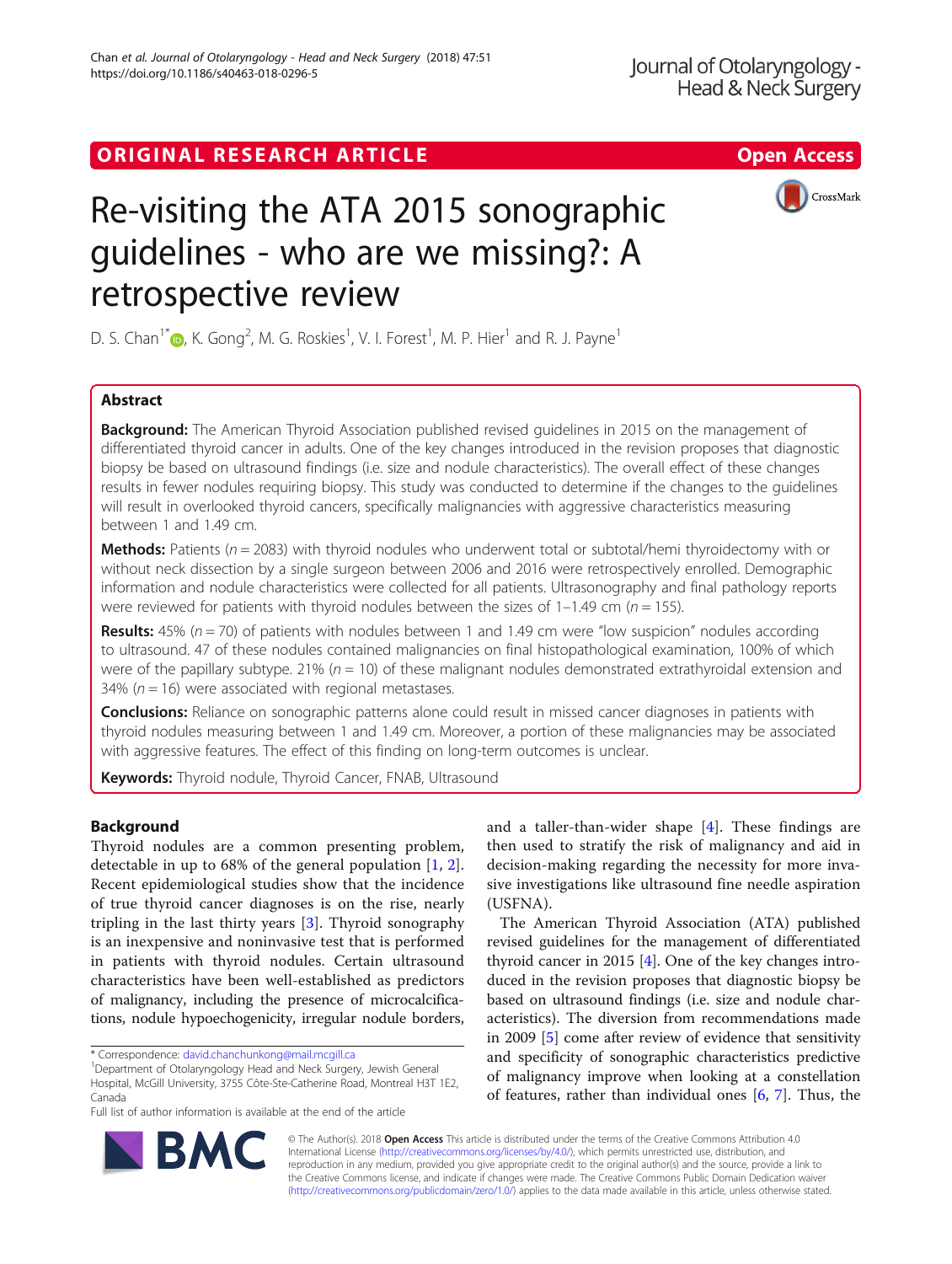ORIGINAL RESEARCH ARTICLE

Open Access

# Re-visiting the ATA 2015 sonographic guidelines - who are we missing?: A retrospective review

D. S. Chan[1*], K. Gong[2], M. G. Roskies[1], V. I. Forest[1], M. P. Hier[1] and R. J. Payne[1]

## Abstract

**Background:** The American Thyroid Association published revised guidelines in 2015 on the management of differentiated thyroid cancer in adults. One of the key changes introduced in the revision proposes that diagnostic biopsy be based on ultrasound findings (i.e. size and nodule characteristics). The overall effect of these changes results in fewer nodules requiring biopsy. This study was conducted to determine if the changes to the guidelines will result in overlooked thyroid cancers, specifically malignancies with aggressive characteristics measuring between 1 and 1.49 cm.

**Methods:** Patients (*n* = 2083) with thyroid nodules who underwent total or subtotal/hemi thyroidectomy with or without neck dissection by a single surgeon between 2006 and 2016 were retrospectively enrolled. Demographic information and nodule characteristics were collected for all patients. Ultrasonography and final pathology reports were reviewed for patients with thyroid nodules between the sizes of 1–1.49 cm (*n* = 155).

**Results:** 45% (*n* = 70) of patients with nodules between 1 and 1.49 cm were "low suspicion" nodules according to ultrasound. 47 of these nodules contained malignancies on final histopathological examination, 100% of which were of the papillary subtype. 21% (*n* = 10) of these malignant nodules demonstrated extrathyroidal extension and 34% (*n* = 16) were associated with regional metastases.

**Conclusions:** Reliance on sonographic patterns alone could result in missed cancer diagnoses in patients with thyroid nodules measuring between 1 and 1.49 cm. Moreover, a portion of these malignancies may be associated with aggressive features. The effect of this finding on long-term outcomes is unclear.

**Keywords:** Thyroid nodule, Thyroid Cancer, FNAB, Ultrasound

## Background

Thyroid nodules are a common presenting problem, detectable in up to 68% of the general population [1, 2]. Recent epidemiological studies show that the incidence of true thyroid cancer diagnoses is on the rise, nearly tripling in the last thirty years [3]. Thyroid sonography is an inexpensive and noninvasive test that is performed in patients with thyroid nodules. Certain ultrasound characteristics have been well-established as predictors of malignancy, including the presence of microcalcifications, nodule hypoechogenicity, irregular nodule borders, and a taller-than-wider shape [4]. These findings are then used to stratify the risk of malignancy and aid in decision-making regarding the necessity for more invasive investigations like ultrasound fine needle aspiration (USFNA).

The American Thyroid Association (ATA) published revised guidelines for the management of differentiated thyroid cancer in 2015 [4]. One of the key changes introduced in the revision proposes that diagnostic biopsy be based on ultrasound findings (i.e. size and nodule characteristics). The diversion from recommendations made in 2009 [5] come after review of evidence that sensitivity and specificity of sonographic characteristics predictive of malignancy improve when looking at a constellation of features, rather than individual ones [6, 7]. Thus, the

\* Correspondence: david.chanchunkong@mail.mcgill.ca
[1]Department of Otolaryngology Head and Neck Surgery, Jewish General Hospital, McGill University, 3755 Côte-Ste-Catherine Road, Montreal H3T 1E2, Canada
Full list of author information is available at the end of the article

© The Author(s). 2018 **Open Access** This article is distributed under the terms of the Creative Commons Attribution 4.0 International License (http://creativecommons.org/licenses/by/4.0/), which permits unrestricted use, distribution, and reproduction in any medium, provided you give appropriate credit to the original author(s) and the source, provide a link to the Creative Commons license, and indicate if changes were made. The Creative Commons Public Domain Dedication waiver (http://creativecommons.org/publicdomain/zero/1.0/) applies to the data made available in this article, unless otherwise stated.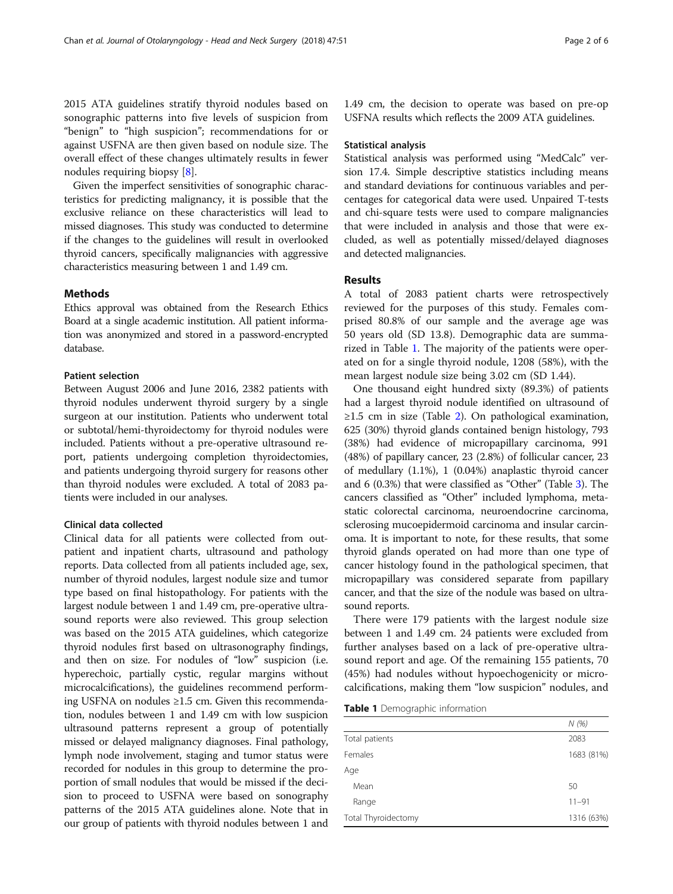2015 ATA guidelines stratify thyroid nodules based on sonographic patterns into five levels of suspicion from "benign" to "high suspicion"; recommendations for or against USFNA are then given based on nodule size. The overall effect of these changes ultimately results in fewer nodules requiring biopsy [8].

Given the imperfect sensitivities of sonographic characteristics for predicting malignancy, it is possible that the exclusive reliance on these characteristics will lead to missed diagnoses. This study was conducted to determine if the changes to the guidelines will result in overlooked thyroid cancers, specifically malignancies with aggressive characteristics measuring between 1 and 1.49 cm.

## Methods

Ethics approval was obtained from the Research Ethics Board at a single academic institution. All patient information was anonymized and stored in a password-encrypted database.

### Patient selection

Between August 2006 and June 2016, 2382 patients with thyroid nodules underwent thyroid surgery by a single surgeon at our institution. Patients who underwent total or subtotal/hemi-thyroidectomy for thyroid nodules were included. Patients without a pre-operative ultrasound report, patients undergoing completion thyroidectomies, and patients undergoing thyroid surgery for reasons other than thyroid nodules were excluded. A total of 2083 patients were included in our analyses.

### Clinical data collected

Clinical data for all patients were collected from outpatient and inpatient charts, ultrasound and pathology reports. Data collected from all patients included age, sex, number of thyroid nodules, largest nodule size and tumor type based on final histopathology. For patients with the largest nodule between 1 and 1.49 cm, pre-operative ultrasound reports were also reviewed. This group selection was based on the 2015 ATA guidelines, which categorize thyroid nodules first based on ultrasonography findings, and then on size. For nodules of "low" suspicion (i.e. hyperechoic, partially cystic, regular margins without microcalcifications), the guidelines recommend performing USFNA on nodules ≥1.5 cm. Given this recommendation, nodules between 1 and 1.49 cm with low suspicion ultrasound patterns represent a group of potentially missed or delayed malignancy diagnoses. Final pathology, lymph node involvement, staging and tumor status were recorded for nodules in this group to determine the proportion of small nodules that would be missed if the decision to proceed to USFNA were based on sonography patterns of the 2015 ATA guidelines alone. Note that in our group of patients with thyroid nodules between 1 and 1.49 cm, the decision to operate was based on pre-op USFNA results which reflects the 2009 ATA guidelines.

### Statistical analysis

Statistical analysis was performed using "MedCalc" version 17.4. Simple descriptive statistics including means and standard deviations for continuous variables and percentages for categorical data were used. Unpaired T-tests and chi-square tests were used to compare malignancies that were included in analysis and those that were excluded, as well as potentially missed/delayed diagnoses and detected malignancies.

## Results

A total of 2083 patient charts were retrospectively reviewed for the purposes of this study. Females comprised 80.8% of our sample and the average age was 50 years old (SD 13.8). Demographic data are summarized in Table 1. The majority of the patients were operated on for a single thyroid nodule, 1208 (58%), with the mean largest nodule size being 3.02 cm (SD 1.44).

One thousand eight hundred sixty (89.3%) of patients had a largest thyroid nodule identified on ultrasound of ≥1.5 cm in size (Table 2). On pathological examination, 625 (30%) thyroid glands contained benign histology, 793 (38%) had evidence of micropapillary carcinoma, 991 (48%) of papillary cancer, 23 (2.8%) of follicular cancer, 23 of medullary (1.1%), 1 (0.04%) anaplastic thyroid cancer and 6 (0.3%) that were classified as "Other" (Table 3). The cancers classified as "Other" included lymphoma, metastatic colorectal carcinoma, neuroendocrine carcinoma, sclerosing mucoepidermoid carcinoma and insular carcinoma. It is important to note, for these results, that some thyroid glands operated on had more than one type of cancer histology found in the pathological specimen, that micropapillary was considered separate from papillary cancer, and that the size of the nodule was based on ultrasound reports.

There were 179 patients with the largest nodule size between 1 and 1.49 cm. 24 patients were excluded from further analyses based on a lack of pre-operative ultrasound report and age. Of the remaining 155 patients, 70 (45%) had nodules without hypoechogenicity or microcalcifications, making them "low suspicion" nodules, and

**Table 1** Demographic information

| | N (%) |
|---|---|
| Total patients | 2083 |
| Females | 1683 (81%) |
| Age | |
| Mean | 50 |
| Range | 11–91 |
| Total Thyroidectomy | 1316 (63%) |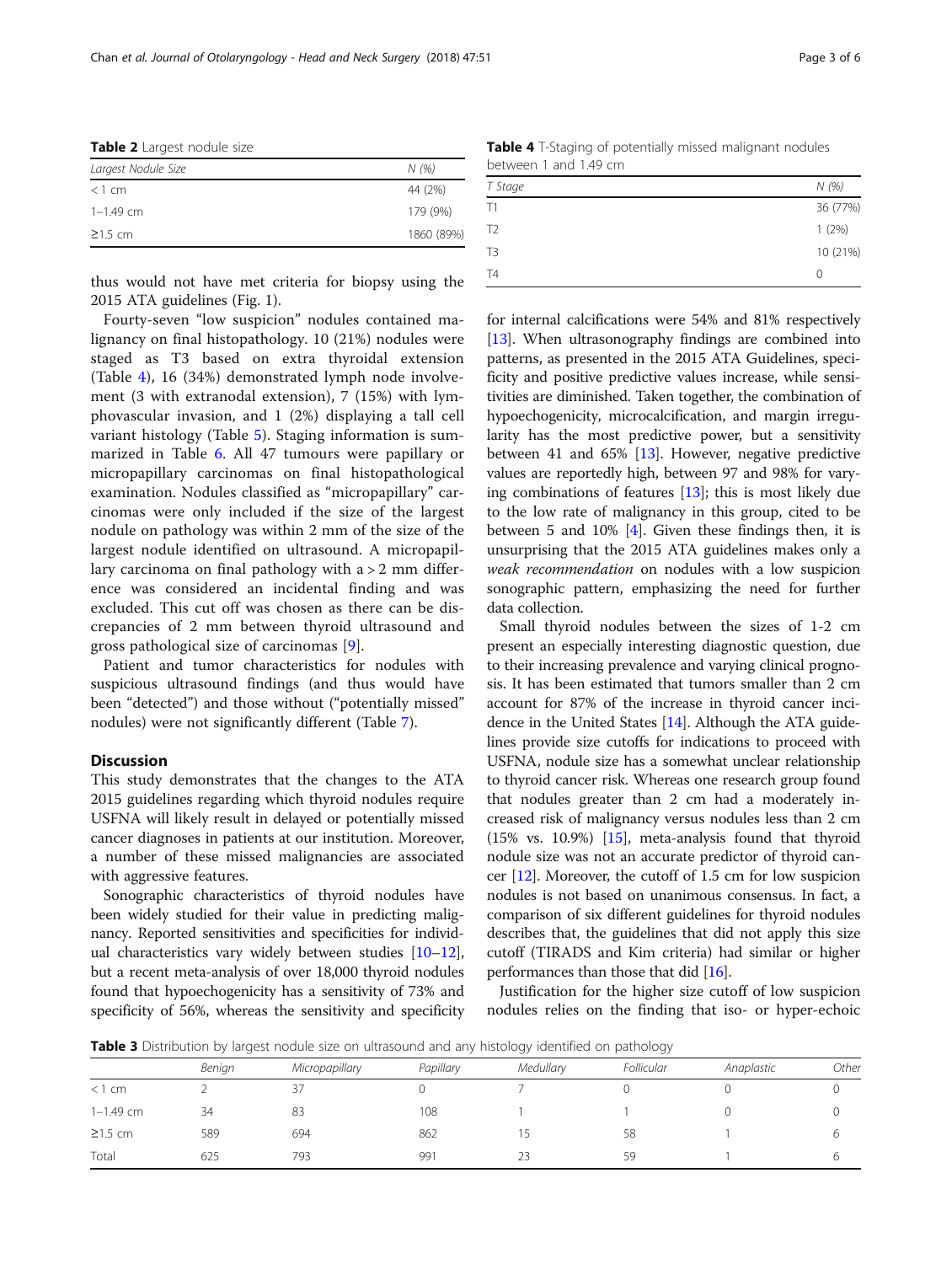**Table 2** Largest nodule size

| Largest Nodule Size | N (%) |
|---|---|
| < 1 cm | 44 (2%) |
| 1–1.49 cm | 179 (9%) |
| ≥1.5 cm | 1860 (89%) |

thus would not have met criteria for biopsy using the 2015 ATA guidelines (Fig. 1).

Fourty-seven "low suspicion" nodules contained malignancy on final histopathology. 10 (21%) nodules were staged as T3 based on extra thyroidal extension (Table 4), 16 (34%) demonstrated lymph node involvement (3 with extranodal extension), 7 (15%) with lymphovascular invasion, and 1 (2%) displaying a tall cell variant histology (Table 5). Staging information is summarized in Table 6. All 47 tumours were papillary or micropapillary carcinomas on final histopathological examination. Nodules classified as "micropapillary" carcinomas were only included if the size of the largest nodule on pathology was within 2 mm of the size of the largest nodule identified on ultrasound. A micropapillary carcinoma on final pathology with a > 2 mm difference was considered an incidental finding and was excluded. This cut off was chosen as there can be discrepancies of 2 mm between thyroid ultrasound and gross pathological size of carcinomas [9].

Patient and tumor characteristics for nodules with suspicious ultrasound findings (and thus would have been "detected") and those without ("potentially missed" nodules) were not significantly different (Table 7).

## Discussion

This study demonstrates that the changes to the ATA 2015 guidelines regarding which thyroid nodules require USFNA will likely result in delayed or potentially missed cancer diagnoses in patients at our institution. Moreover, a number of these missed malignancies are associated with aggressive features.

Sonographic characteristics of thyroid nodules have been widely studied for their value in predicting malignancy. Reported sensitivities and specificities for individual characteristics vary widely between studies [10–12], but a recent meta-analysis of over 18,000 thyroid nodules found that hypoechogenicity has a sensitivity of 73% and specificity of 56%, whereas the sensitivity and specificity

**Table 4** T-Staging of potentially missed malignant nodules between 1 and 1.49 cm

| T Stage | N (%) |
|---|---|
| T1 | 36 (77%) |
| T2 | 1 (2%) |
| T3 | 10 (21%) |
| T4 | 0 |

for internal calcifications were 54% and 81% respectively [13]. When ultrasonography findings are combined into patterns, as presented in the 2015 ATA Guidelines, specificity and positive predictive values increase, while sensitivities are diminished. Taken together, the combination of hypoechogenicity, microcalcification, and margin irregularity has the most predictive power, but a sensitivity between 41 and 65% [13]. However, negative predictive values are reportedly high, between 97 and 98% for varying combinations of features [13]; this is most likely due to the low rate of malignancy in this group, cited to be between 5 and 10% [4]. Given these findings then, it is unsurprising that the 2015 ATA guidelines makes only a *weak recommendation* on nodules with a low suspicion sonographic pattern, emphasizing the need for further data collection.

Small thyroid nodules between the sizes of 1-2 cm present an especially interesting diagnostic question, due to their increasing prevalence and varying clinical prognosis. It has been estimated that tumors smaller than 2 cm account for 87% of the increase in thyroid cancer incidence in the United States [14]. Although the ATA guidelines provide size cutoffs for indications to proceed with USFNA, nodule size has a somewhat unclear relationship to thyroid cancer risk. Whereas one research group found that nodules greater than 2 cm had a moderately increased risk of malignancy versus nodules less than 2 cm (15% vs. 10.9%) [15], meta-analysis found that thyroid nodule size was not an accurate predictor of thyroid cancer [12]. Moreover, the cutoff of 1.5 cm for low suspicion nodules is not based on unanimous consensus. In fact, a comparison of six different guidelines for thyroid nodules describes that, the guidelines that did not apply this size cutoff (TIRADS and Kim criteria) had similar or higher performances than those that did [16].

Justification for the higher size cutoff of low suspicion nodules relies on the finding that iso- or hyper-echoic

**Table 3** Distribution by largest nodule size on ultrasound and any histology identified on pathology

| | Benign | Micropapillary | Papillary | Medullary | Follicular | Anaplastic | Other |
|---|---|---|---|---|---|---|---|
| < 1 cm | 2 | 37 | 0 | 7 | 0 | 0 | 0 |
| 1–1.49 cm | 34 | 83 | 108 | 1 | 1 | 0 | 0 |
| ≥1.5 cm | 589 | 694 | 862 | 15 | 58 | 1 | 6 |
| Total | 625 | 793 | 991 | 23 | 59 | 1 | 6 |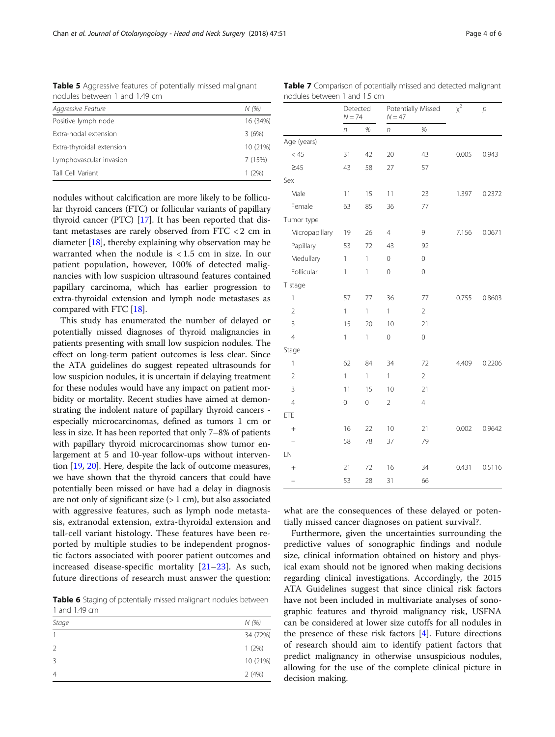**Table 5** Aggressive features of potentially missed malignant nodules between 1 and 1.49 cm

| *Aggressive Feature* | *N (%)* |
|---|---|
| Positive lymph node | 16 (34%) |
| Extra-nodal extension | 3 (6%) |
| Extra-thyroidal extension | 10 (21%) |
| Lymphovascular invasion | 7 (15%) |
| Tall Cell Variant | 1 (2%) |

nodules without calcification are more likely to be follicular thyroid cancers (FTC) or follicular variants of papillary thyroid cancer (PTC) [17]. It has been reported that distant metastases are rarely observed from FTC < 2 cm in diameter [18], thereby explaining why observation may be warranted when the nodule is < 1.5 cm in size. In our patient population, however, 100% of detected malignancies with low suspicion ultrasound features contained papillary carcinoma, which has earlier progression to extra-thyroidal extension and lymph node metastases as compared with FTC [18].

This study has enumerated the number of delayed or potentially missed diagnoses of thyroid malignancies in patients presenting with small low suspicion nodules. The effect on long-term patient outcomes is less clear. Since the ATA guidelines do suggest repeated ultrasounds for low suspicion nodules, it is uncertain if delaying treatment for these nodules would have any impact on patient morbidity or mortality. Recent studies have aimed at demonstrating the indolent nature of papillary thyroid cancers - especially microcarcinomas, defined as tumors 1 cm or less in size. It has been reported that only 7–8% of patients with papillary thyroid microcarcinomas show tumor enlargement at 5 and 10-year follow-ups without intervention [19, 20]. Here, despite the lack of outcome measures, we have shown that the thyroid cancers that could have potentially been missed or have had a delay in diagnosis are not only of significant size (> 1 cm), but also associated with aggressive features, such as lymph node metastasis, extranodal extension, extra-thyroidal extension and tall-cell variant histology. These features have been reported by multiple studies to be independent prognostic factors associated with poorer patient outcomes and increased disease-specific mortality [21–23]. As such, future directions of research must answer the question: what are the consequences of these delayed or potentially missed cancer diagnoses on patient survival?.

**Table 6** Staging of potentially missed malignant nodules between 1 and 1.49 cm

| *Stage* | *N (%)* |
|---|---|
| 1 | 34 (72%) |
| 2 | 1 (2%) |
| 3 | 10 (21%) |
| 4 | 2 (4%) |

**Table 7** Comparison of potentially missed and detected malignant nodules between 1 and 1.5 cm

| | Detected $N = 74$ | | Potentially Missed $N = 47$ | | $\chi^2$ | *p* |
|---|---|---|---|---|---|---|
| | *n* | *%* | *n* | *%* | | |
| Age (years) | | | | | | |
| < 45 | 31 | 42 | 20 | 43 | 0.005 | 0.943 |
| ≥45 | 43 | 58 | 27 | 57 | | |
| Sex | | | | | | |
| Male | 11 | 15 | 11 | 23 | 1.397 | 0.2372 |
| Female | 63 | 85 | 36 | 77 | | |
| Tumor type | | | | | | |
| Micropapillary | 19 | 26 | 4 | 9 | 7.156 | 0.0671 |
| Papillary | 53 | 72 | 43 | 92 | | |
| Medullary | 1 | 1 | 0 | 0 | | |
| Follicular | 1 | 1 | 0 | 0 | | |
| T stage | | | | | | |
| 1 | 57 | 77 | 36 | 77 | 0.755 | 0.8603 |
| 2 | 1 | 1 | 1 | 2 | | |
| 3 | 15 | 20 | 10 | 21 | | |
| 4 | 1 | 1 | 0 | 0 | | |
| Stage | | | | | | |
| 1 | 62 | 84 | 34 | 72 | 4.409 | 0.2206 |
| 2 | 1 | 1 | 1 | 2 | | |
| 3 | 11 | 15 | 10 | 21 | | |
| 4 | 0 | 0 | 2 | 4 | | |
| ETE | | | | | | |
| + | 16 | 22 | 10 | 21 | 0.002 | 0.9642 |
| − | 58 | 78 | 37 | 79 | | |
| LN | | | | | | |
| + | 21 | 72 | 16 | 34 | 0.431 | 0.5116 |
| − | 53 | 28 | 31 | 66 | | |

Furthermore, given the uncertainties surrounding the predictive values of sonographic findings and nodule size, clinical information obtained on history and physical exam should not be ignored when making decisions regarding clinical investigations. Accordingly, the 2015 ATA Guidelines suggest that since clinical risk factors have not been included in multivariate analyses of sonographic features and thyroid malignancy risk, USFNA can be considered at lower size cutoffs for all nodules in the presence of these risk factors [4]. Future directions of research should aim to identify patient factors that predict malignancy in otherwise unsuspicious nodules, allowing for the use of the complete clinical picture in decision making.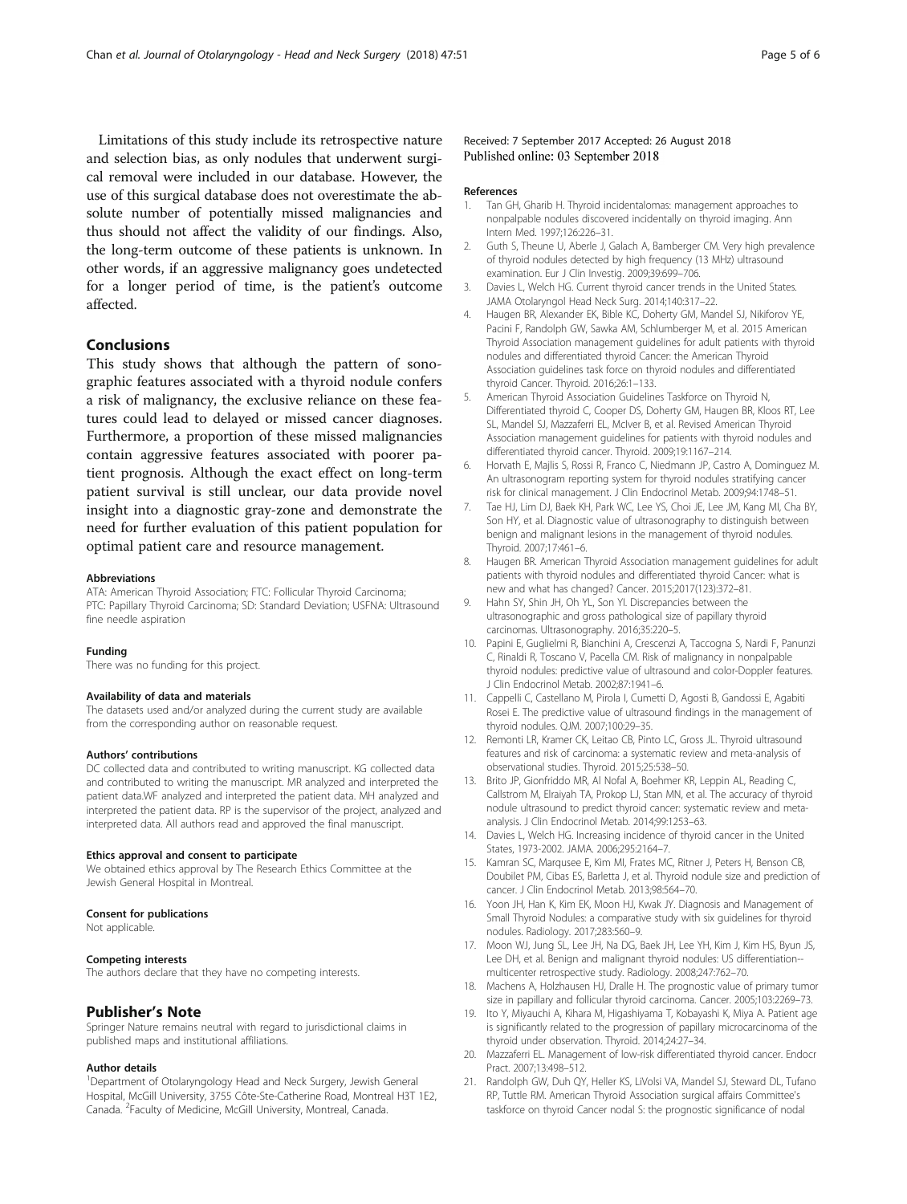Limitations of this study include its retrospective nature and selection bias, as only nodules that underwent surgical removal were included in our database. However, the use of this surgical database does not overestimate the absolute number of potentially missed malignancies and thus should not affect the validity of our findings. Also, the long-term outcome of these patients is unknown. In other words, if an aggressive malignancy goes undetected for a longer period of time, is the patient's outcome affected.

## Conclusions

This study shows that although the pattern of sonographic features associated with a thyroid nodule confers a risk of malignancy, the exclusive reliance on these features could lead to delayed or missed cancer diagnoses. Furthermore, a proportion of these missed malignancies contain aggressive features associated with poorer patient prognosis. Although the exact effect on long-term patient survival is still unclear, our data provide novel insight into a diagnostic gray-zone and demonstrate the need for further evaluation of this patient population for optimal patient care and resource management.

#### Abbreviations

ATA: American Thyroid Association; FTC: Follicular Thyroid Carcinoma; PTC: Papillary Thyroid Carcinoma; SD: Standard Deviation; USFNA: Ultrasound fine needle aspiration

#### Funding

There was no funding for this project.

#### Availability of data and materials

The datasets used and/or analyzed during the current study are available from the corresponding author on reasonable request.

#### Authors' contributions

DC collected data and contributed to writing manuscript. KG collected data and contributed to writing the manuscript. MR analyzed and interpreted the patient data.WF analyzed and interpreted the patient data. MH analyzed and interpreted the patient data. RP is the supervisor of the project, analyzed and interpreted data. All authors read and approved the final manuscript.

#### Ethics approval and consent to participate

We obtained ethics approval by The Research Ethics Committee at the Jewish General Hospital in Montreal.

#### Consent for publications

Not applicable.

#### Competing interests

The authors declare that they have no competing interests.

## Publisher's Note

Springer Nature remains neutral with regard to jurisdictional claims in published maps and institutional affiliations.

#### Author details

[1]Department of Otolaryngology Head and Neck Surgery, Jewish General Hospital, McGill University, 3755 Côte-Ste-Catherine Road, Montreal H3T 1E2, Canada. [2]Faculty of Medicine, McGill University, Montreal, Canada.

Received: 7 September 2017 Accepted: 26 August 2018
Published online: 03 September 2018

#### References

1. Tan GH, Gharib H. Thyroid incidentalomas: management approaches to nonpalpable nodules discovered incidentally on thyroid imaging. Ann Intern Med. 1997;126:226–31.
2. Guth S, Theune U, Aberle J, Galach A, Bamberger CM. Very high prevalence of thyroid nodules detected by high frequency (13 MHz) ultrasound examination. Eur J Clin Investig. 2009;39:699–706.
3. Davies L, Welch HG. Current thyroid cancer trends in the United States. JAMA Otolaryngol Head Neck Surg. 2014;140:317–22.
4. Haugen BR, Alexander EK, Bible KC, Doherty GM, Mandel SJ, Nikiforov YE, Pacini F, Randolph GW, Sawka AM, Schlumberger M, et al. 2015 American Thyroid Association management guidelines for adult patients with thyroid nodules and differentiated thyroid Cancer: the American Thyroid Association guidelines task force on thyroid nodules and differentiated thyroid Cancer. Thyroid. 2016;26:1–133.
5. American Thyroid Association Guidelines Taskforce on Thyroid N, Differentiated thyroid C, Cooper DS, Doherty GM, Haugen BR, Kloos RT, Lee SL, Mandel SJ, Mazzaferri EL, McIver B, et al. Revised American Thyroid Association management guidelines for patients with thyroid nodules and differentiated thyroid cancer. Thyroid. 2009;19:1167–214.
6. Horvath E, Majlis S, Rossi R, Franco C, Niedmann JP, Castro A, Dominguez M. An ultrasonogram reporting system for thyroid nodules stratifying cancer risk for clinical management. J Clin Endocrinol Metab. 2009;94:1748–51.
7. Tae HJ, Lim DJ, Baek KH, Park WC, Lee YS, Choi JE, Lee JM, Kang MI, Cha BY, Son HY, et al. Diagnostic value of ultrasonography to distinguish between benign and malignant lesions in the management of thyroid nodules. Thyroid. 2007;17:461–6.
8. Haugen BR. American Thyroid Association management guidelines for adult patients with thyroid nodules and differentiated thyroid Cancer: what is new and what has changed? Cancer. 2015;2017(123):372–81.
9. Hahn SY, Shin JH, Oh YL, Son YI. Discrepancies between the ultrasonographic and gross pathological size of papillary thyroid carcinomas. Ultrasonography. 2016;35:220–5.
10. Papini E, Guglielmi R, Bianchini A, Crescenzi A, Taccogna S, Nardi F, Panunzi C, Rinaldi R, Toscano V, Pacella CM. Risk of malignancy in nonpalpable thyroid nodules: predictive value of ultrasound and color-Doppler features. J Clin Endocrinol Metab. 2002;87:1941–6.
11. Cappelli C, Castellano M, Pirola I, Cumetti D, Agosti B, Gandossi E, Agabiti Rosei E. The predictive value of ultrasound findings in the management of thyroid nodules. QJM. 2007;100:29–35.
12. Remonti LR, Kramer CK, Leitao CB, Pinto LC, Gross JL. Thyroid ultrasound features and risk of carcinoma: a systematic review and meta-analysis of observational studies. Thyroid. 2015;25:538–50.
13. Brito JP, Gionfriddo MR, Al Nofal A, Boehmer KR, Leppin AL, Reading C, Callstrom M, Elraiyah TA, Prokop LJ, Stan MN, et al. The accuracy of thyroid nodule ultrasound to predict thyroid cancer: systematic review and meta-analysis. J Clin Endocrinol Metab. 2014;99:1253–63.
14. Davies L, Welch HG. Increasing incidence of thyroid cancer in the United States, 1973-2002. JAMA. 2006;295:2164–7.
15. Kamran SC, Marqusee E, Kim MI, Frates MC, Ritner J, Peters H, Benson CB, Doubilet PM, Cibas ES, Barletta J, et al. Thyroid nodule size and prediction of cancer. J Clin Endocrinol Metab. 2013;98:564–70.
16. Yoon JH, Han K, Kim EK, Moon HJ, Kwak JY. Diagnosis and Management of Small Thyroid Nodules: a comparative study with six guidelines for thyroid nodules. Radiology. 2017;283:560–9.
17. Moon WJ, Jung SL, Lee JH, Na DG, Baek JH, Lee YH, Kim J, Kim HS, Byun JS, Lee DH, et al. Benign and malignant thyroid nodules: US differentiation--multicenter retrospective study. Radiology. 2008;247:762–70.
18. Machens A, Holzhausen HJ, Dralle H. The prognostic value of primary tumor size in papillary and follicular thyroid carcinoma. Cancer. 2005;103:2269–73.
19. Ito Y, Miyauchi A, Kihara M, Higashiyama T, Kobayashi K, Miya A. Patient age is significantly related to the progression of papillary microcarcinoma of the thyroid under observation. Thyroid. 2014;24:27–34.
20. Mazzaferri EL. Management of low-risk differentiated thyroid cancer. Endocr Pract. 2007;13:498–512.
21. Randolph GW, Duh QY, Heller KS, LiVolsi VA, Mandel SJ, Steward DL, Tufano RP, Tuttle RM. American Thyroid Association surgical affairs Committee's taskforce on thyroid Cancer nodal S: the prognostic significance of nodal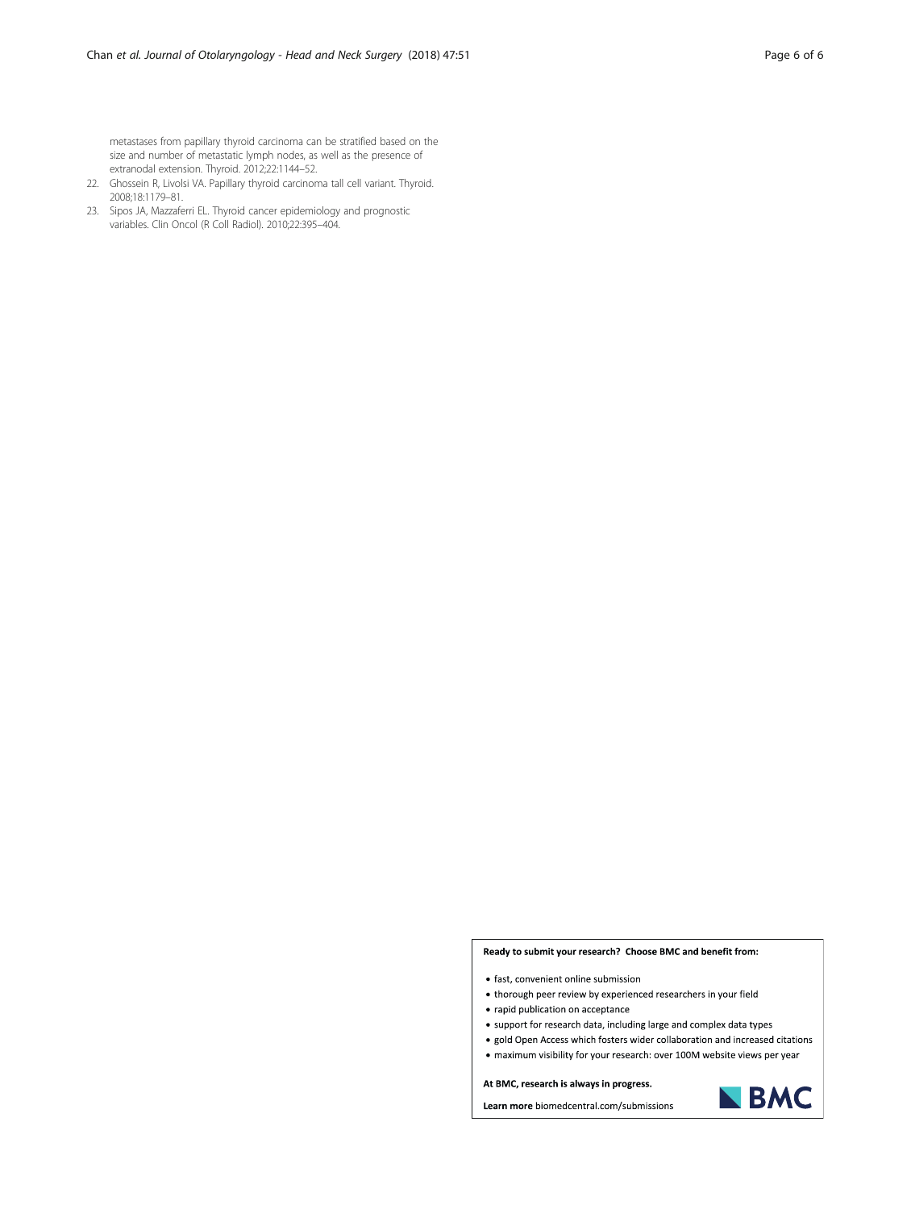metastases from papillary thyroid carcinoma can be stratified based on the size and number of metastatic lymph nodes, as well as the presence of extranodal extension. Thyroid. 2012;22:1144–52.

22. Ghossein R, Livolsi VA. Papillary thyroid carcinoma tall cell variant. Thyroid. 2008;18:1179–81.
23. Sipos JA, Mazzaferri EL. Thyroid cancer epidemiology and prognostic variables. Clin Oncol (R Coll Radiol). 2010;22:395–404.

**Ready to submit your research? Choose BMC and benefit from:**

- fast, convenient online submission
- thorough peer review by experienced researchers in your field
- rapid publication on acceptance
- support for research data, including large and complex data types
- gold Open Access which fosters wider collaboration and increased citations
- maximum visibility for your research: over 100M website views per year

**At BMC, research is always in progress.**

**Learn more** biomedcentral.com/submissions

BMC